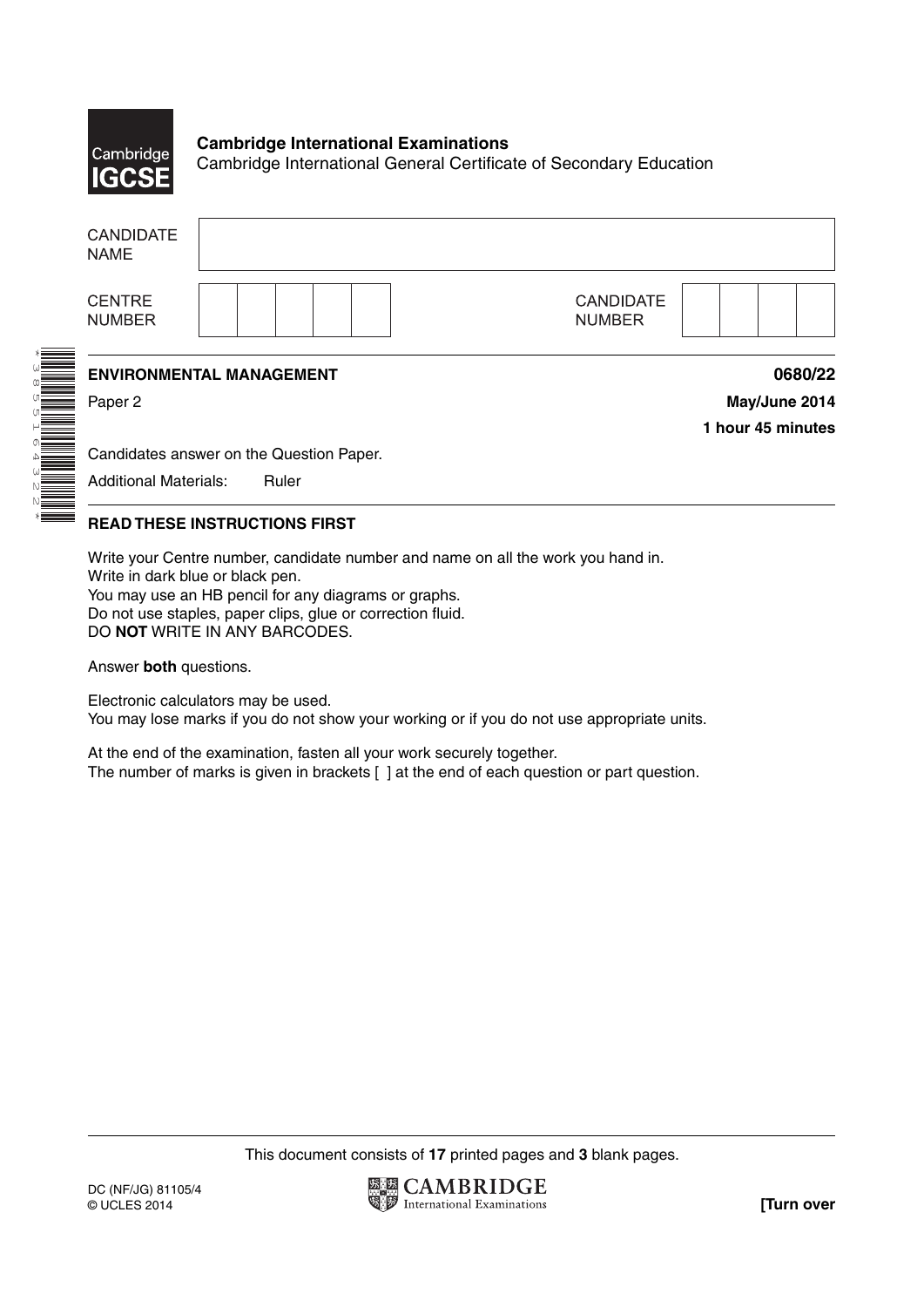**Cambridge International Examinations**
Cambridge International General Certificate of Secondary Education

| CANDIDATE NAME | |
|---|---|
| CENTRE NUMBER | |
| CANDIDATE NUMBER | |

**ENVIRONMENTAL MANAGEMENT** **0680/22**

Paper 2 **May/June 2014**

**1 hour 45 minutes**

Candidates answer on the Question Paper.

Additional Materials: Ruler

**READ THESE INSTRUCTIONS FIRST**

Write your Centre number, candidate number and name on all the work you hand in.
Write in dark blue or black pen.
You may use an HB pencil for any diagrams or graphs.
Do not use staples, paper clips, glue or correction fluid.
DO **NOT** WRITE IN ANY BARCODES.

Answer **both** questions.

Electronic calculators may be used.
You may lose marks if you do not show your working or if you do not use appropriate units.

At the end of the examination, fasten all your work securely together.
The number of marks is given in brackets [ ] at the end of each question or part question.

This document consists of **17** printed pages and **3** blank pages.

DC (NF/JG) 81105/4
© UCLES 2014

**[Turn over**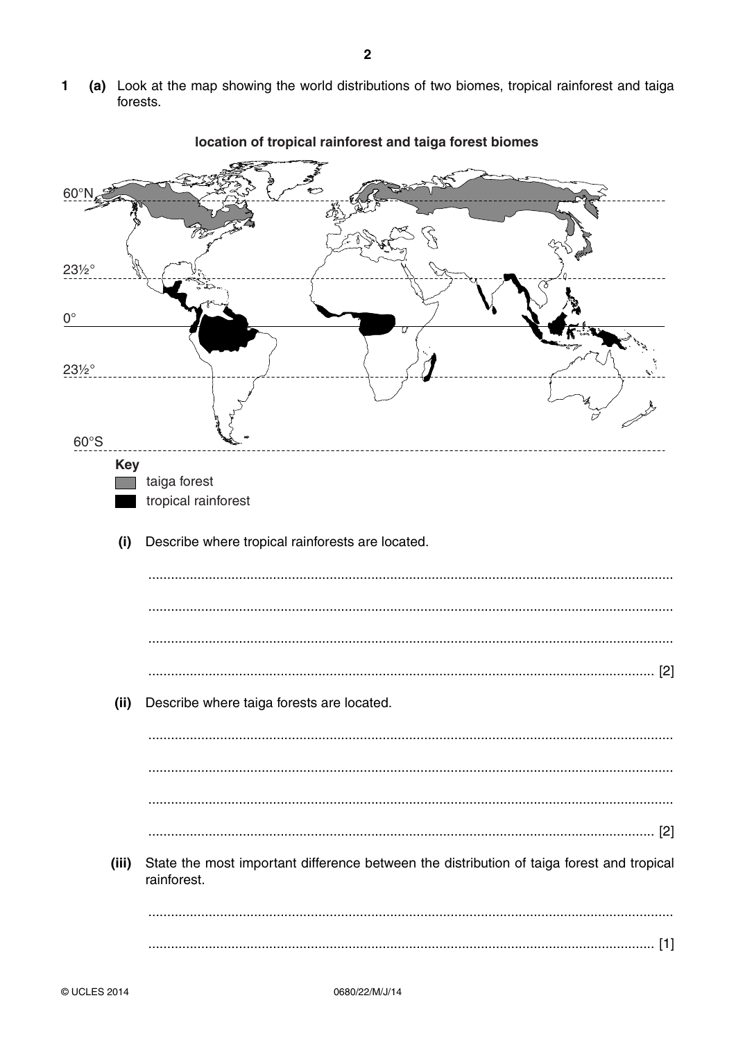**1 (a)** Look at the map showing the world distributions of two biomes, tropical rainforest and taiga forests.

**location of tropical rainforest and taiga forest biomes**

60°N

23½°

0°

23½°

60°S

**Key**

taiga forest

tropical rainforest

**(i)** Describe where tropical rainforests are located.

..........................................................................................................................................

..........................................................................................................................................

..........................................................................................................................................

.................................................................................................................................... [2]

**(ii)** Describe where taiga forests are located.

..........................................................................................................................................

..........................................................................................................................................

..........................................................................................................................................

.................................................................................................................................... [2]

**(iii)** State the most important difference between the distribution of taiga forest and tropical rainforest.

..........................................................................................................................................

.................................................................................................................................... [1]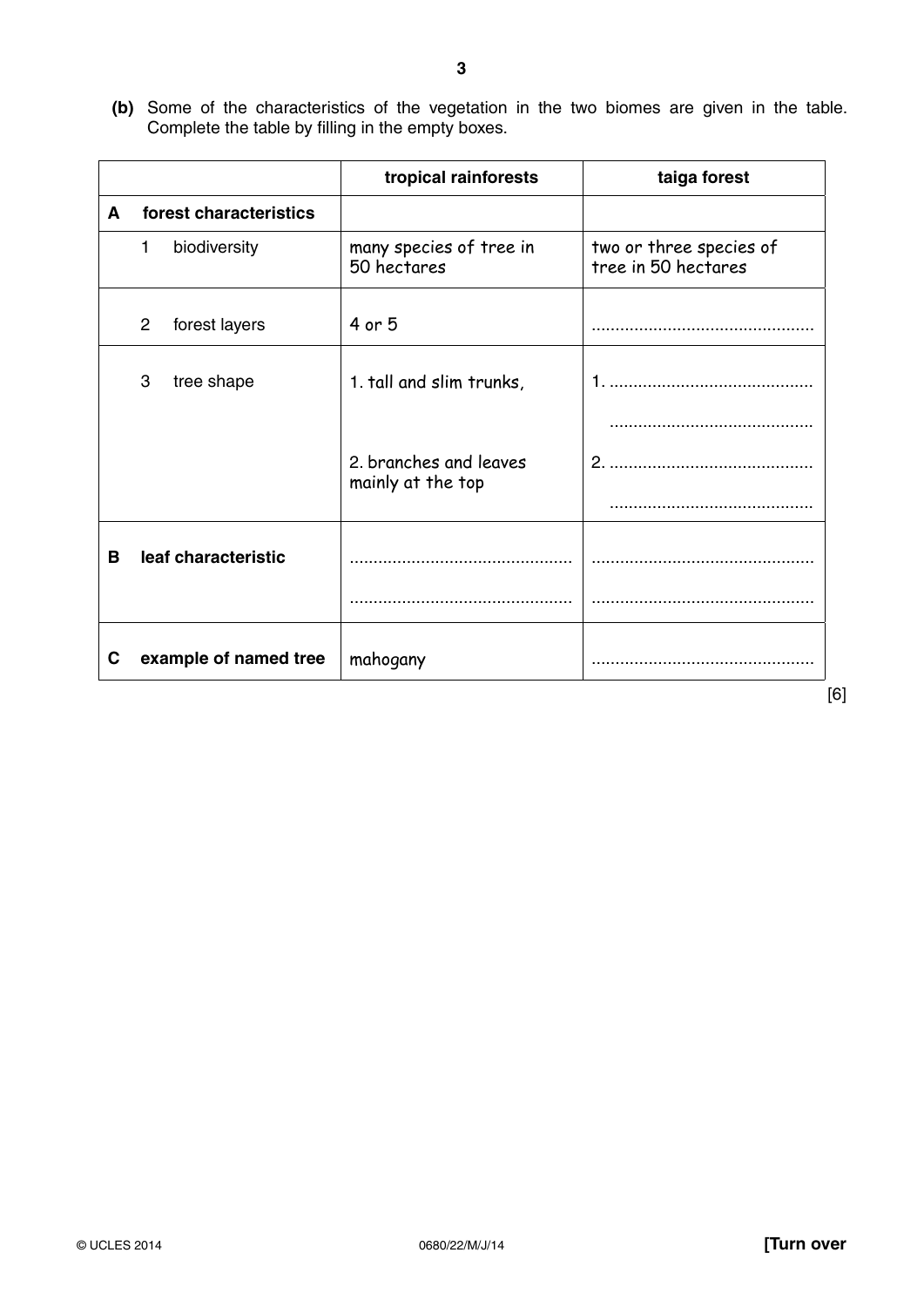**(b)** Some of the characteristics of the vegetation in the two biomes are given in the table. Complete the table by filling in the empty boxes.

| | tropical rainforests | taiga forest |
|---|---|---|
| **A forest characteristics** | | |
| 1 biodiversity | many species of tree in 50 hectares | two or three species of tree in 50 hectares |
| 2 forest layers | 4 or 5 | .............................................. |
| 3 tree shape | 1. tall and slim trunks,<br><br>2. branches and leaves mainly at the top | 1. ..........................................<br>..........................................<br>2. ..........................................<br>.......................................... |
| **B leaf characteristic** | ..............................................<br>.............................................. | ..............................................<br>.............................................. |
| **C example of named tree** | mahogany | .............................................. |

[6]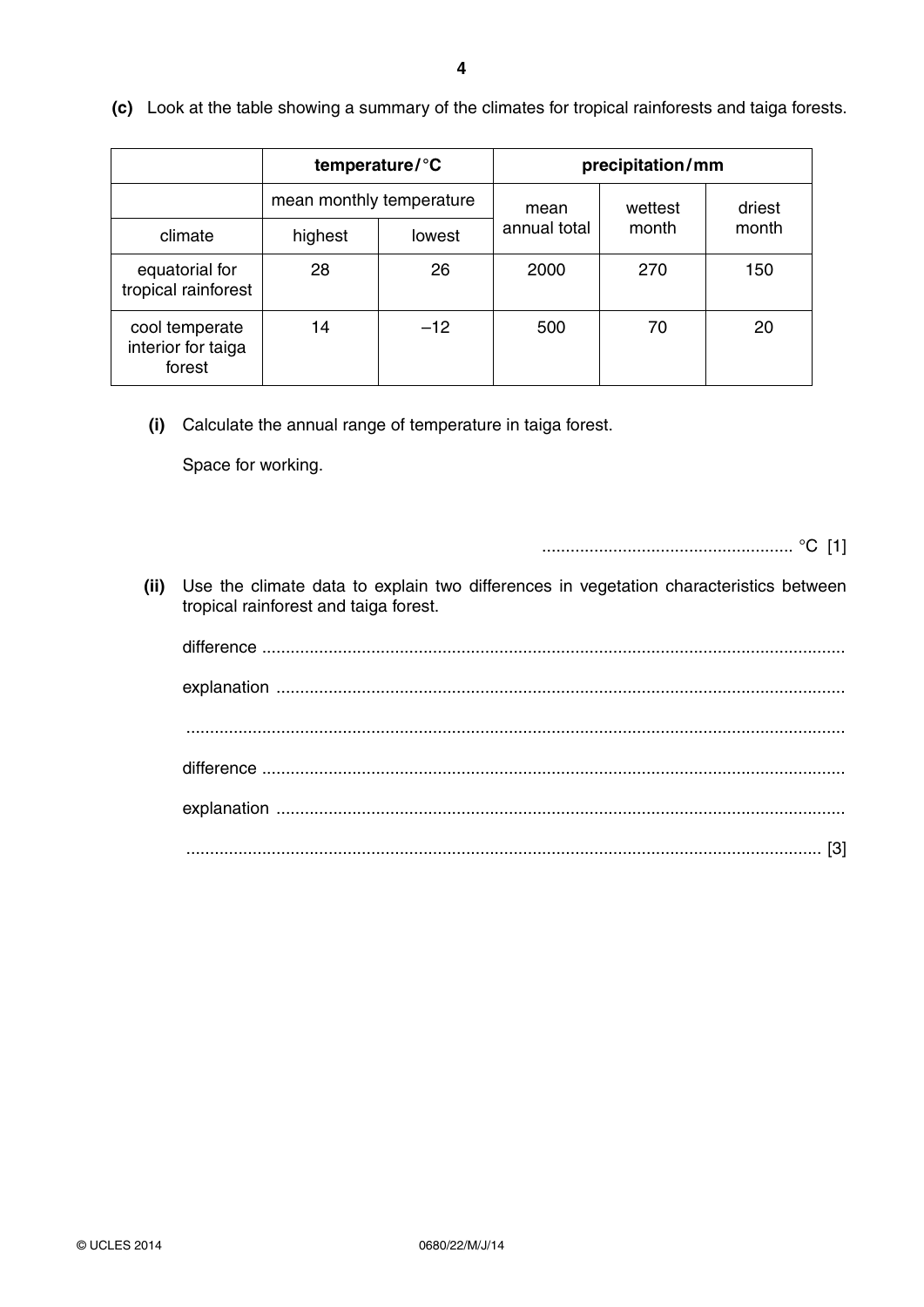**(c)** Look at the table showing a summary of the climates for tropical rainforests and taiga forests.

| | temperature / °C | | precipitation / mm | | |
|---|---|---|---|---|---|
| | mean monthly temperature | | mean annual total | wettest month | driest month |
| climate | highest | lowest | | | |
| equatorial for tropical rainforest | 28 | 26 | 2000 | 270 | 150 |
| cool temperate interior for taiga forest | 14 | –12 | 500 | 70 | 20 |

**(i)** Calculate the annual range of temperature in taiga forest.

Space for working.

.................................................... °C [1]

**(ii)** Use the climate data to explain two differences in vegetation characteristics between tropical rainforest and taiga forest.

difference ..........................................................................................................................

explanation ........................................................................................................................

...........................................................................................................................................

difference ..........................................................................................................................

explanation ........................................................................................................................

........................................................................................................................................... [3]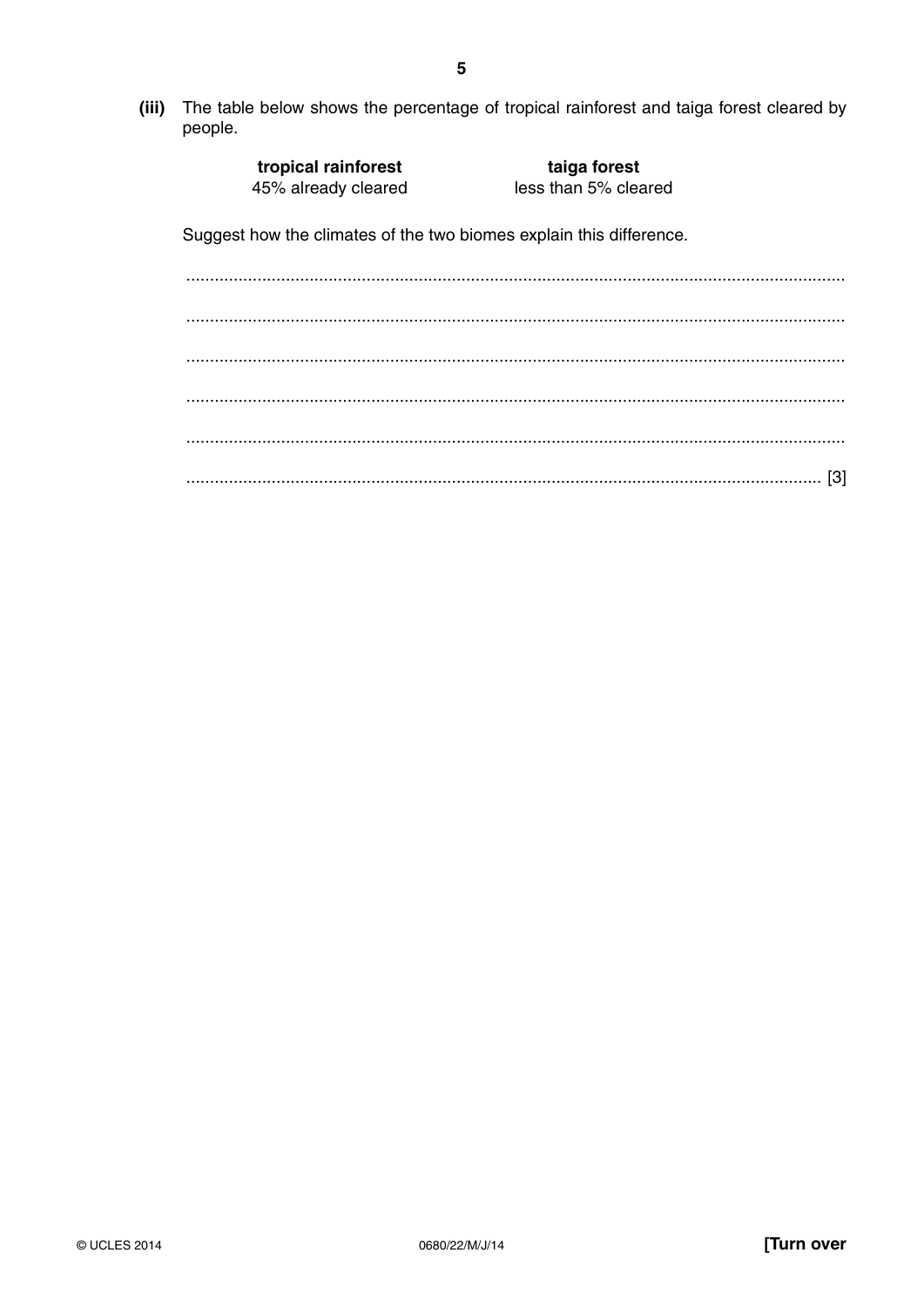**(iii)** The table below shows the percentage of tropical rainforest and taiga forest cleared by people.

| **tropical rainforest** | **taiga forest** |
|---|---|
| 45% already cleared | less than 5% cleared |

Suggest how the climates of the two biomes explain this difference.

..........................................................................................................................................

..........................................................................................................................................

..........................................................................................................................................

..........................................................................................................................................

..........................................................................................................................................

.................................................................................................................................... [3]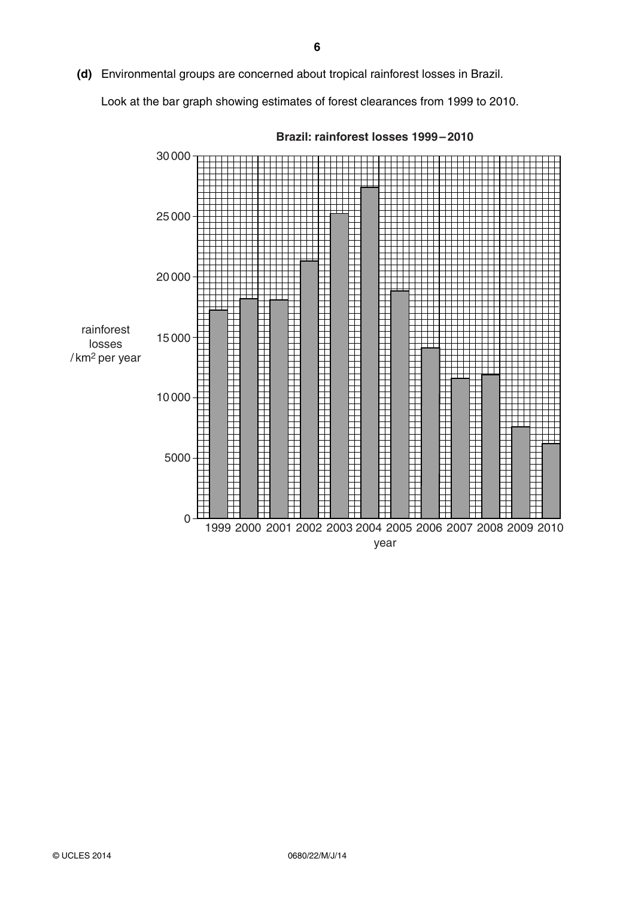**(d)** Environmental groups are concerned about tropical rainforest losses in Brazil.

Look at the bar graph showing estimates of forest clearances from 1999 to 2010.

**Brazil: rainforest losses 1999 – 2010**

rainforest losses / $km^2$ per year

30 000
25 000
20 000
15 000
10 000
5000
0

1999 2000 2001 2002 2003 2004 2005 2006 2007 2008 2009 2010

year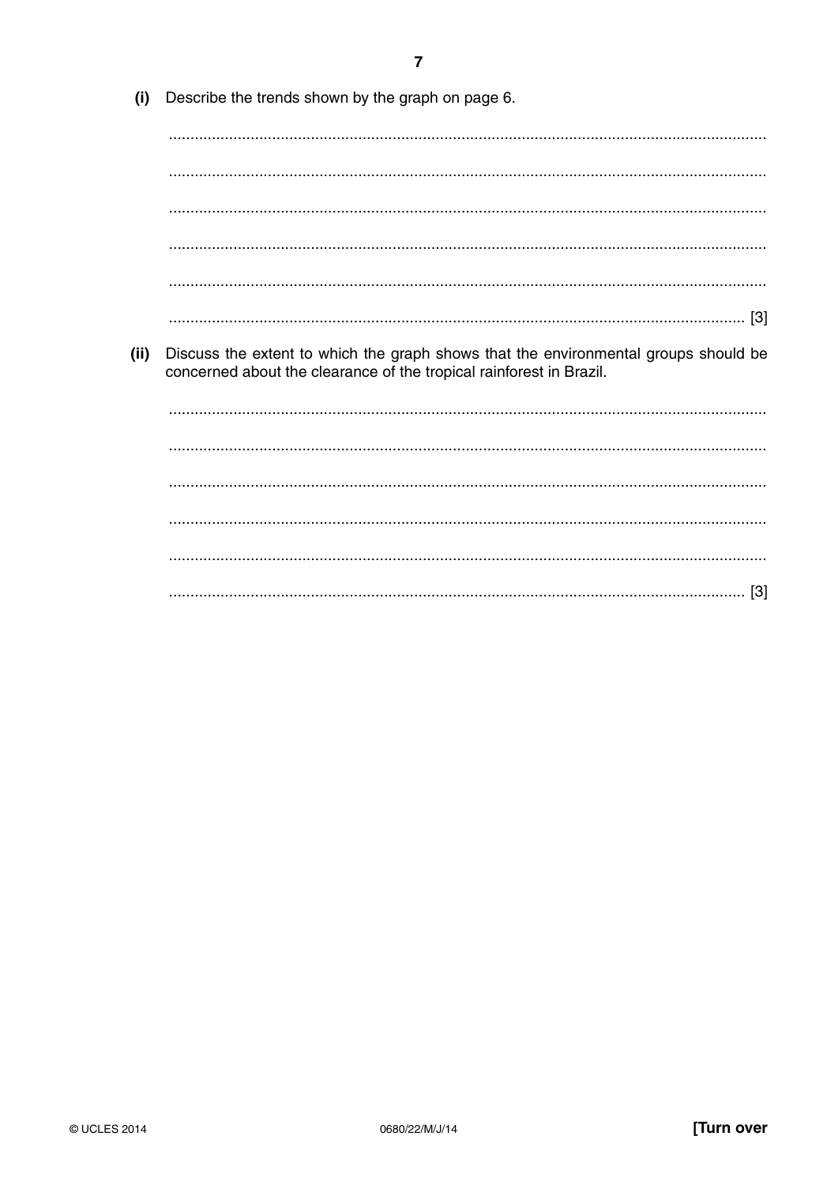**(i)** Describe the trends shown by the graph on page 6.

..........................................................................................................................................

..........................................................................................................................................

..........................................................................................................................................

..........................................................................................................................................

..........................................................................................................................................

.................................................................................................................................... [3]

**(ii)** Discuss the extent to which the graph shows that the environmental groups should be concerned about the clearance of the tropical rainforest in Brazil.

..........................................................................................................................................

..........................................................................................................................................

..........................................................................................................................................

..........................................................................................................................................

..........................................................................................................................................

.................................................................................................................................... [3]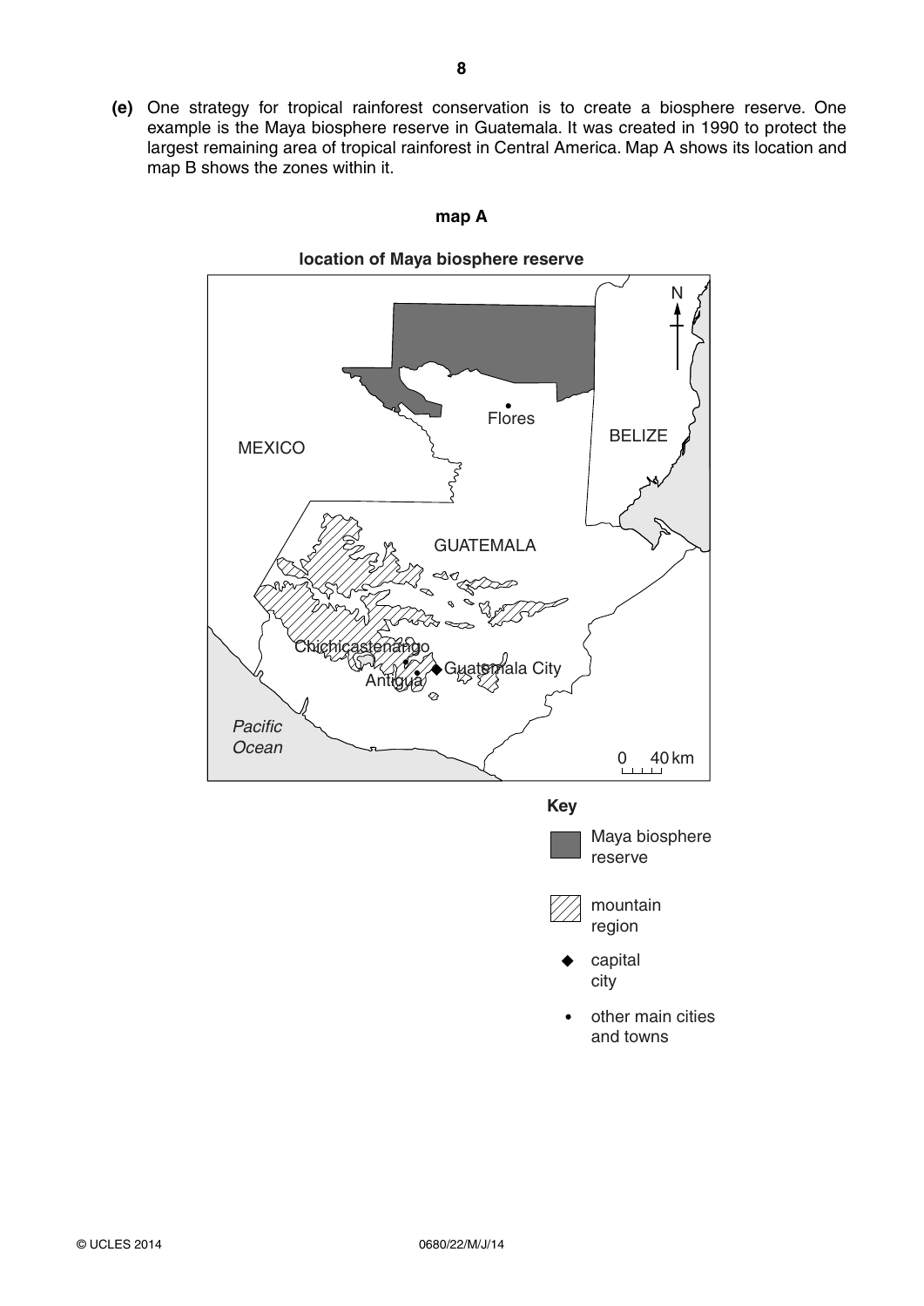**(e)** One strategy for tropical rainforest conservation is to create a biosphere reserve. One example is the Maya biosphere reserve in Guatemala. It was created in 1990 to protect the largest remaining area of tropical rainforest in Central America. Map A shows its location and map B shows the zones within it.

**map A**

**location of Maya biosphere reserve**

MEXICO

BELIZE

GUATEMALA

Flores

Chichicastenango

Antigua

Guatemala City

*Pacific Ocean*

N

0 40 km

**Key**

Maya biosphere reserve

mountain region

◆ capital city

• other main cities and towns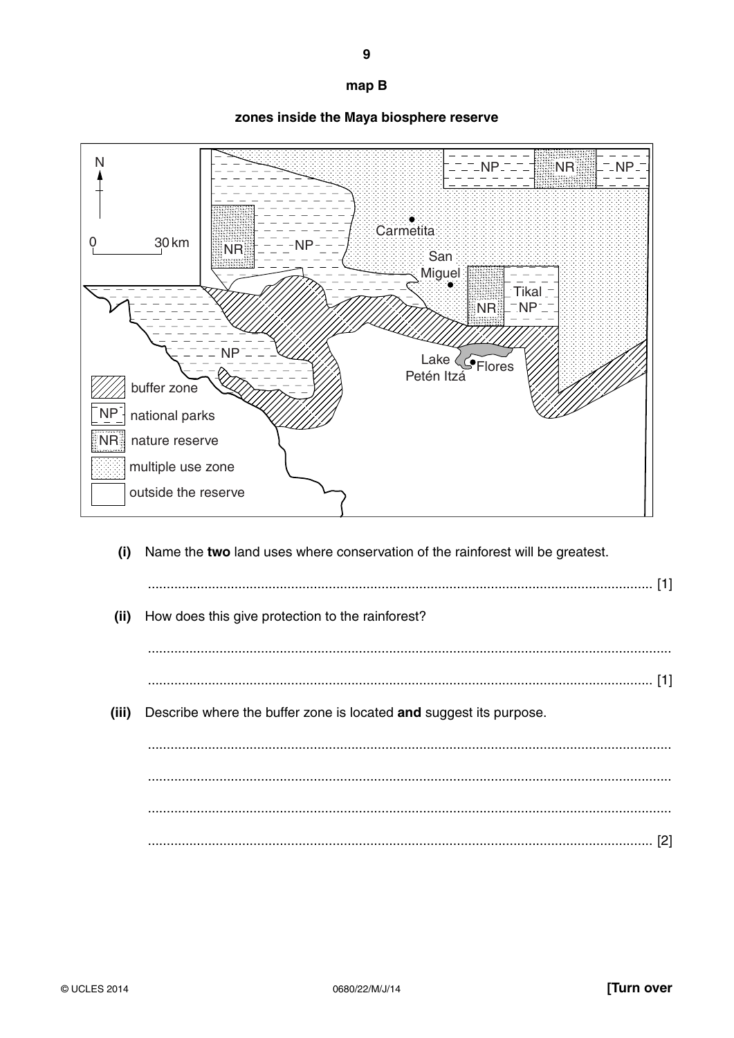**map B**

**zones inside the Maya biosphere reserve**

**(i)** Name the **two** land uses where conservation of the rainforest will be greatest.

.......................................................................................................................................... [1]

**(ii)** How does this give protection to the rainforest?

..........................................................................................................................................

.......................................................................................................................................... [1]

**(iii)** Describe where the buffer zone is located **and** suggest its purpose.

..........................................................................................................................................

..........................................................................................................................................

..........................................................................................................................................

.......................................................................................................................................... [2]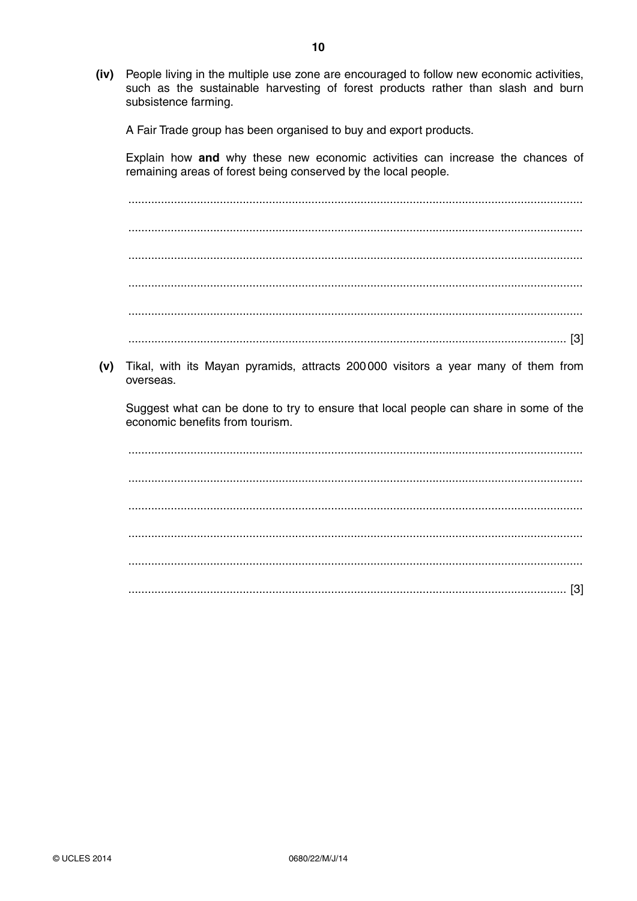**(iv)** People living in the multiple use zone are encouraged to follow new economic activities, such as the sustainable harvesting of forest products rather than slash and burn subsistence farming.

A Fair Trade group has been organised to buy and export products.

Explain how **and** why these new economic activities can increase the chances of remaining areas of forest being conserved by the local people.

..........................................................................................................................................

..........................................................................................................................................

..........................................................................................................................................

..........................................................................................................................................

..........................................................................................................................................

.................................................................................................................................... [3]

**(v)** Tikal, with its Mayan pyramids, attracts 200 000 visitors a year many of them from overseas.

Suggest what can be done to try to ensure that local people can share in some of the economic benefits from tourism.

..........................................................................................................................................

..........................................................................................................................................

..........................................................................................................................................

..........................................................................................................................................

..........................................................................................................................................

.................................................................................................................................... [3]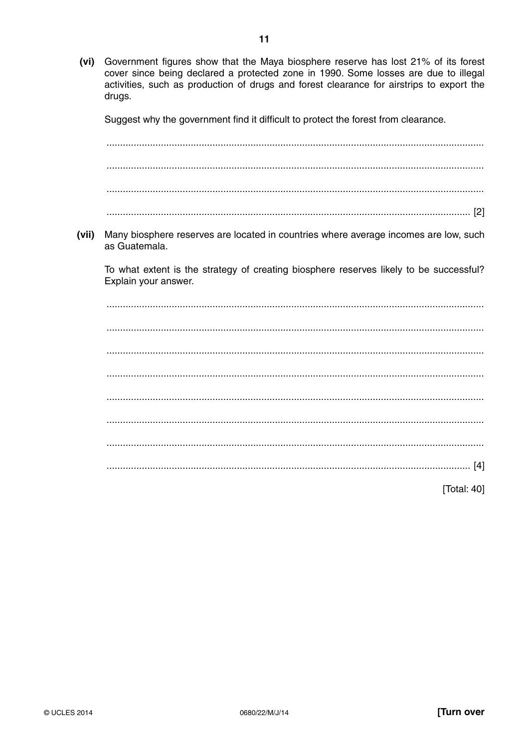**(vi)** Government figures show that the Maya biosphere reserve has lost 21% of its forest cover since being declared a protected zone in 1990. Some losses are due to illegal activities, such as production of drugs and forest clearance for airstrips to export the drugs.

Suggest why the government find it difficult to protect the forest from clearance.

..........................................................................................................................................

..........................................................................................................................................

..........................................................................................................................................

.................................................................................................................................... [2]

**(vii)** Many biosphere reserves are located in countries where average incomes are low, such as Guatemala.

To what extent is the strategy of creating biosphere reserves likely to be successful? Explain your answer.

..........................................................................................................................................

..........................................................................................................................................

..........................................................................................................................................

..........................................................................................................................................

..........................................................................................................................................

..........................................................................................................................................

..........................................................................................................................................

.................................................................................................................................... [4]

[Total: 40]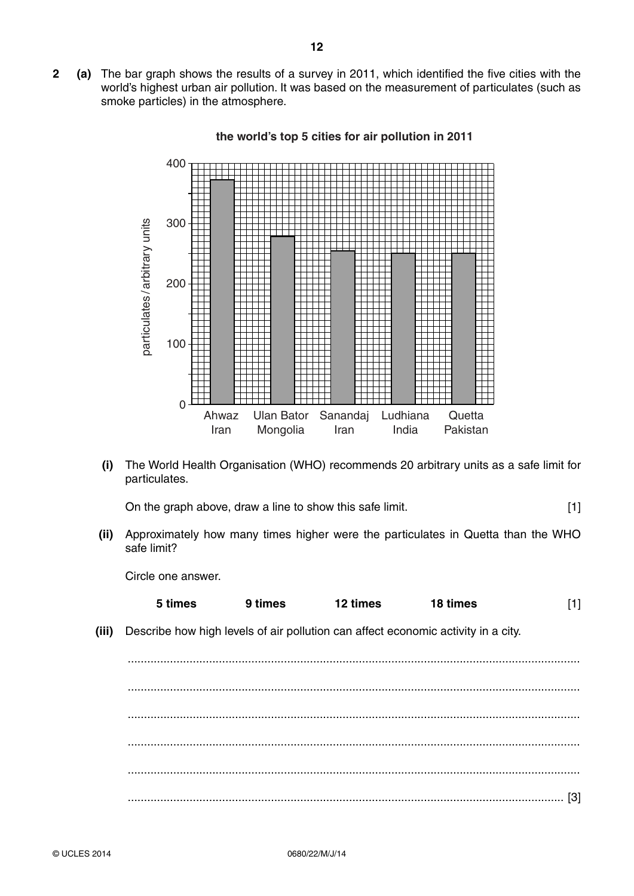**2** **(a)** The bar graph shows the results of a survey in 2011, which identified the five cities with the world's highest urban air pollution. It was based on the measurement of particulates (such as smoke particles) in the atmosphere.

**the world's top 5 cities for air pollution in 2011**

| City | particulates / arbitrary units |
|---|---|
| Ahwaz, Iran | 372 |
| Ulan Bator, Mongolia | 279 |
| Sanandaj, Iran | 254 |
| Ludhiana, India | 251 |
| Quetta, Pakistan | 251 |

**(i)** The World Health Organisation (WHO) recommends 20 arbitrary units as a safe limit for particulates.

On the graph above, draw a line to show this safe limit. [1]

**(ii)** Approximately how many times higher were the particulates in Quetta than the WHO safe limit?

Circle one answer.

**5 times** **9 times** **12 times** **18 times** [1]

**(iii)** Describe how high levels of air pollution can affect economic activity in a city.

..........................................................................................................................................

..........................................................................................................................................

..........................................................................................................................................

..........................................................................................................................................

..........................................................................................................................................

.................................................................................................................................... [3]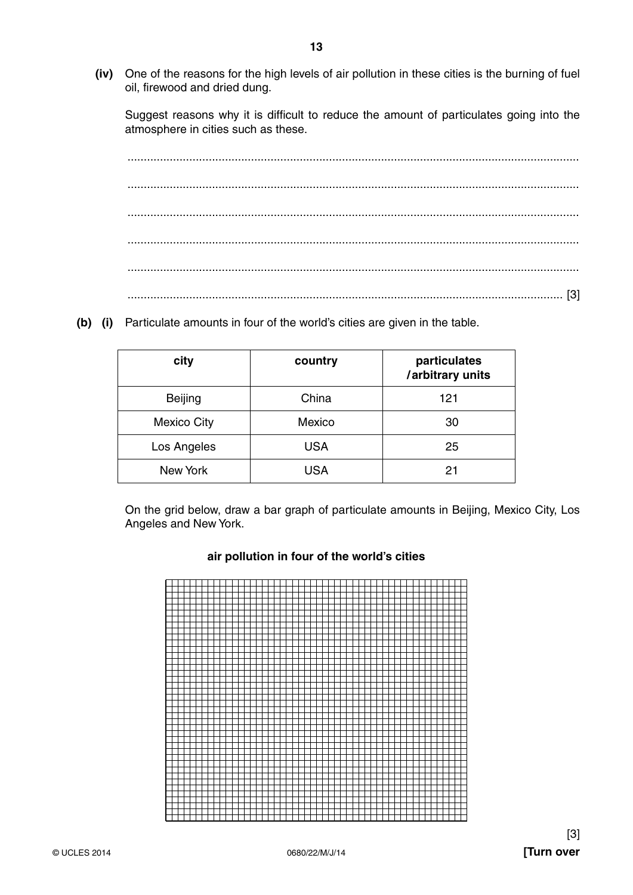**(iv)** One of the reasons for the high levels of air pollution in these cities is the burning of fuel oil, firewood and dried dung.

Suggest reasons why it is difficult to reduce the amount of particulates going into the atmosphere in cities such as these.

.......................................................................................................................................

.......................................................................................................................................

.......................................................................................................................................

.......................................................................................................................................

.......................................................................................................................................

....................................................................................................................................... [3]

**(b) (i)** Particulate amounts in four of the world's cities are given in the table.

| city | country | particulates /arbitrary units |
|---|---|---|
| Beijing | China | 121 |
| Mexico City | Mexico | 30 |
| Los Angeles | USA | 25 |
| New York | USA | 21 |

On the grid below, draw a bar graph of particulate amounts in Beijing, Mexico City, Los Angeles and New York.

**air pollution in four of the world's cities**

[3]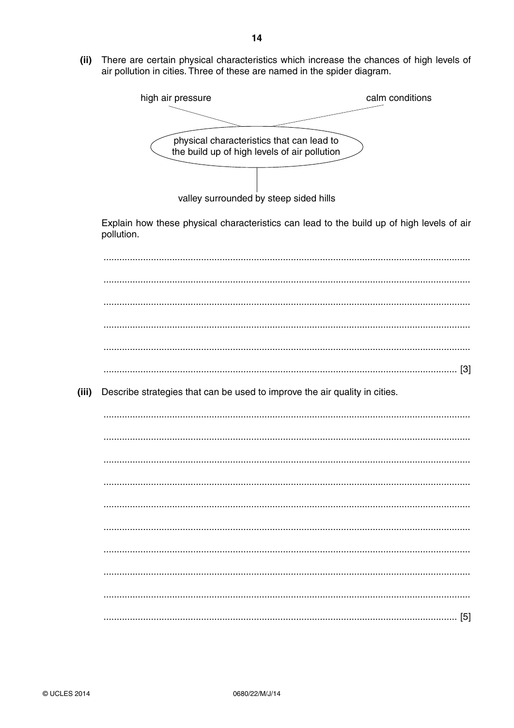(ii) There are certain physical characteristics which increase the chances of high levels of air pollution in cities. Three of these are named in the spider diagram.

high air pressure

calm conditions

physical characteristics that can lead to the build up of high levels of air pollution

valley surrounded by steep sided hills

Explain how these physical characteristics can lead to the build up of high levels of air pollution.

..........................................................................................................................................

..........................................................................................................................................

..........................................................................................................................................

..........................................................................................................................................

..........................................................................................................................................

.................................................................................................................................... [3]

(iii) Describe strategies that can be used to improve the air quality in cities.

..........................................................................................................................................

..........................................................................................................................................

..........................................................................................................................................

..........................................................................................................................................

..........................................................................................................................................

..........................................................................................................................................

..........................................................................................................................................

..........................................................................................................................................

..........................................................................................................................................

.................................................................................................................................... [5]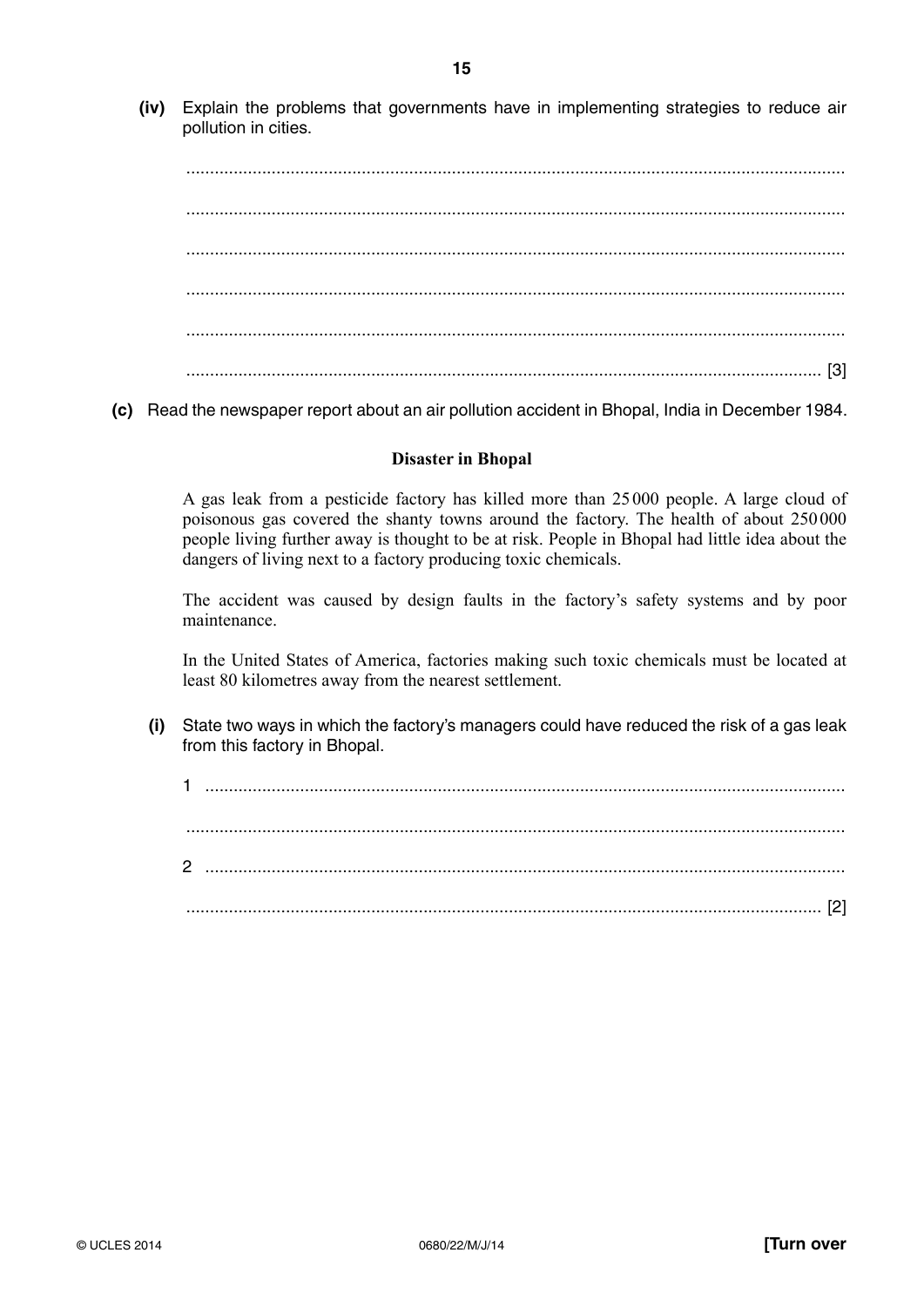**(iv)** Explain the problems that governments have in implementing strategies to reduce air pollution in cities.

..........................................................................................................................................

..........................................................................................................................................

..........................................................................................................................................

..........................................................................................................................................

..........................................................................................................................................

.................................................................................................................................... [3]

**(c)** Read the newspaper report about an air pollution accident in Bhopal, India in December 1984.

**Disaster in Bhopal**

A gas leak from a pesticide factory has killed more than 25 000 people. A large cloud of poisonous gas covered the shanty towns around the factory. The health of about 250 000 people living further away is thought to be at risk. People in Bhopal had little idea about the dangers of living next to a factory producing toxic chemicals.

The accident was caused by design faults in the factory's safety systems and by poor maintenance.

In the United States of America, factories making such toxic chemicals must be located at least 80 kilometres away from the nearest settlement.

**(i)** State two ways in which the factory's managers could have reduced the risk of a gas leak from this factory in Bhopal.

1 ......................................................................................................................................

..........................................................................................................................................

2 ......................................................................................................................................

.................................................................................................................................... [2]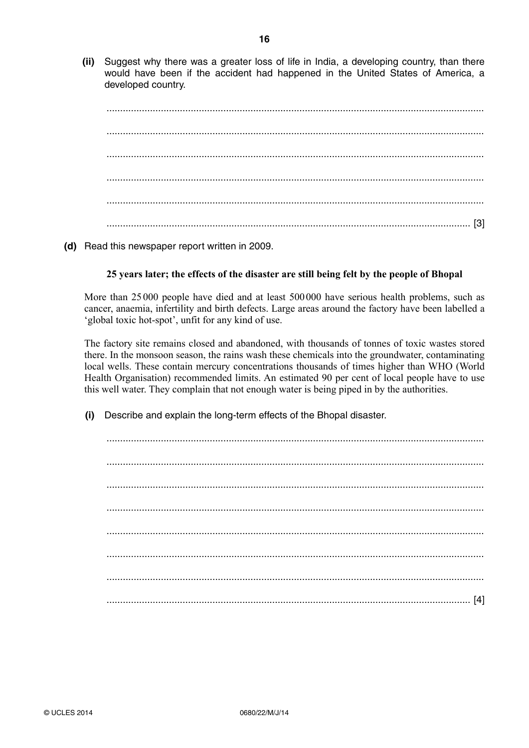**(ii)** Suggest why there was a greater loss of life in India, a developing country, than there would have been if the accident had happened in the United States of America, a developed country.

..........................................................................................................................................

..........................................................................................................................................

..........................................................................................................................................

..........................................................................................................................................

..........................................................................................................................................

.................................................................................................................................... [3]

**(d)** Read this newspaper report written in 2009.

**25 years later; the effects of the disaster are still being felt by the people of Bhopal**

More than 25 000 people have died and at least 500 000 have serious health problems, such as cancer, anaemia, infertility and birth defects. Large areas around the factory have been labelled a 'global toxic hot-spot', unfit for any kind of use.

The factory site remains closed and abandoned, with thousands of tonnes of toxic wastes stored there. In the monsoon season, the rains wash these chemicals into the groundwater, contaminating local wells. These contain mercury concentrations thousands of times higher than WHO (World Health Organisation) recommended limits. An estimated 90 per cent of local people have to use this well water. They complain that not enough water is being piped in by the authorities.

**(i)** Describe and explain the long-term effects of the Bhopal disaster.

..........................................................................................................................................

..........................................................................................................................................

..........................................................................................................................................

..........................................................................................................................................

..........................................................................................................................................

..........................................................................................................................................

..........................................................................................................................................

.................................................................................................................................... [4]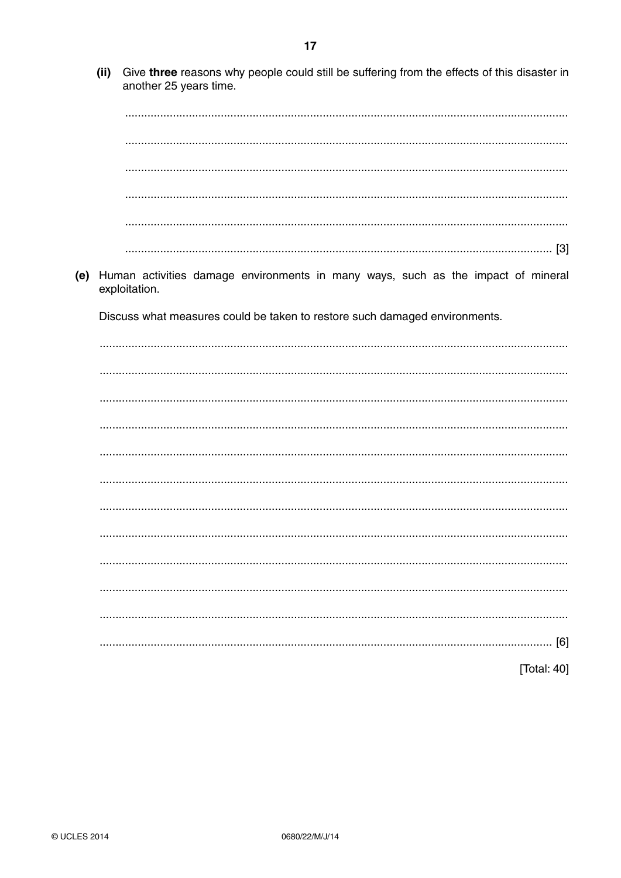(ii) Give **three** reasons why people could still be suffering from the effects of this disaster in another 25 years time.

.......................................................................................................................................

.......................................................................................................................................

.......................................................................................................................................

.......................................................................................................................................

.......................................................................................................................................

................................................................................................................................. [3]

(e) Human activities damage environments in many ways, such as the impact of mineral exploitation.

Discuss what measures could be taken to restore such damaged environments.

.......................................................................................................................................

.......................................................................................................................................

.......................................................................................................................................

.......................................................................................................................................

.......................................................................................................................................

.......................................................................................................................................

.......................................................................................................................................

.......................................................................................................................................

.......................................................................................................................................

.......................................................................................................................................

.......................................................................................................................................

................................................................................................................................. [6]

[Total: 40]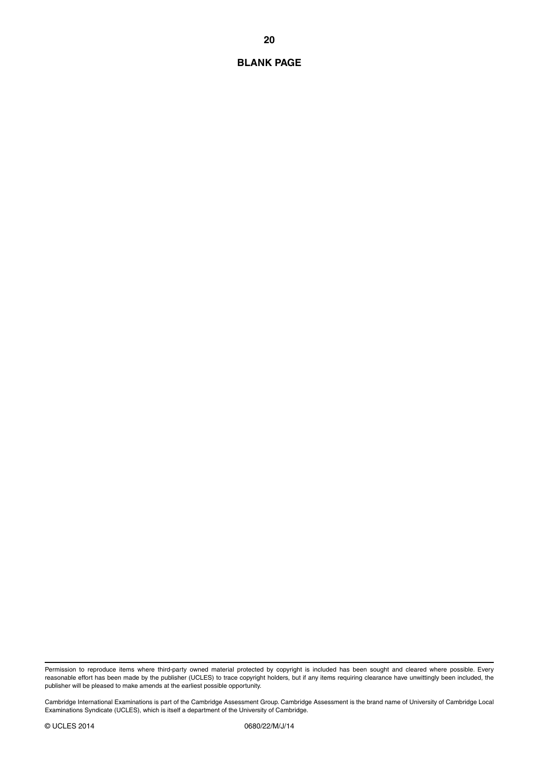**BLANK PAGE**

Permission to reproduce items where third-party owned material protected by copyright is included has been sought and cleared where possible. Every reasonable effort has been made by the publisher (UCLES) to trace copyright holders, but if any items requiring clearance have unwittingly been included, the publisher will be pleased to make amends at the earliest possible opportunity.

Cambridge International Examinations is part of the Cambridge Assessment Group. Cambridge Assessment is the brand name of University of Cambridge Local Examinations Syndicate (UCLES), which is itself a department of the University of Cambridge.